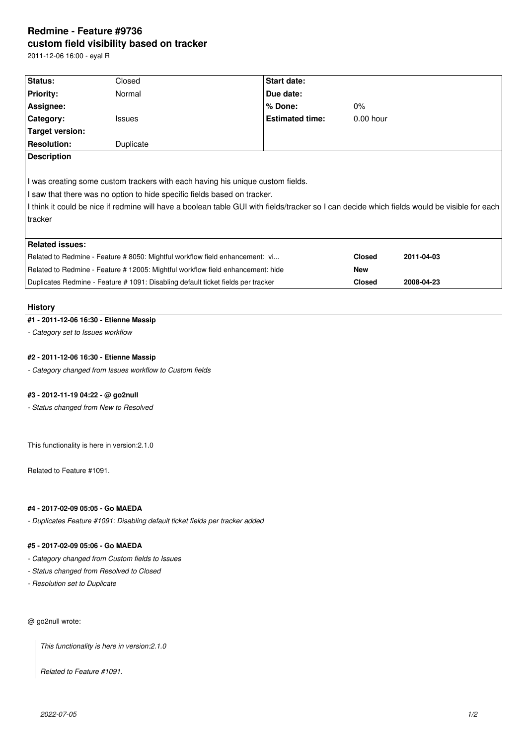# Redmine - Feature #9736

## custom field visibility based on tracker

2011-12-06 16:00 - eyal R

| Status: | Closed | Start date: | |
|---|---|---|---|
| Priority: | Normal | Due date: | |
| Assignee: | | % Done: | 0% |
| Category: | Issues | Estimated time: | 0.00 hour |
| Target version: | | | |
| Resolution: | Duplicate | | |

**Description**

I was creating some custom trackers with each having his unique custom fields.

I saw that there was no option to hide specific fields based on tracker.

I think it could be nice if redmine will have a boolean table GUI with fields/tracker so I can decide which fields would be visible for each tracker

**Related issues:**

| | | |
|---|---|---|
| Related to Redmine - Feature # 8050: Mightful workflow field enhancement: vi... | **Closed** | **2011-04-03** |
| Related to Redmine - Feature # 12005: Mightful workflow field enhancement: hide | **New** | |
| Duplicates Redmine - Feature # 1091: Disabling default ticket fields per tracker | **Closed** | **2008-04-23** |

## History

#### #1 - 2011-12-06 16:30 - Etienne Massip

*- Category set to Issues workflow*

#### #2 - 2011-12-06 16:30 - Etienne Massip

*- Category changed from Issues workflow to Custom fields*

#### #3 - 2012-11-19 04:22 - @ go2null

*- Status changed from New to Resolved*

This functionality is here in version:2.1.0

Related to Feature #1091.

#### #4 - 2017-02-09 05:05 - Go MAEDA

*- Duplicates Feature #1091: Disabling default ticket fields per tracker added*

#### #5 - 2017-02-09 05:06 - Go MAEDA

*- Category changed from Custom fields to Issues*

*- Status changed from Resolved to Closed*

*- Resolution set to Duplicate*

@ go2null wrote:

> *This functionality is here in version:2.1.0*
>
> *Related to Feature #1091.*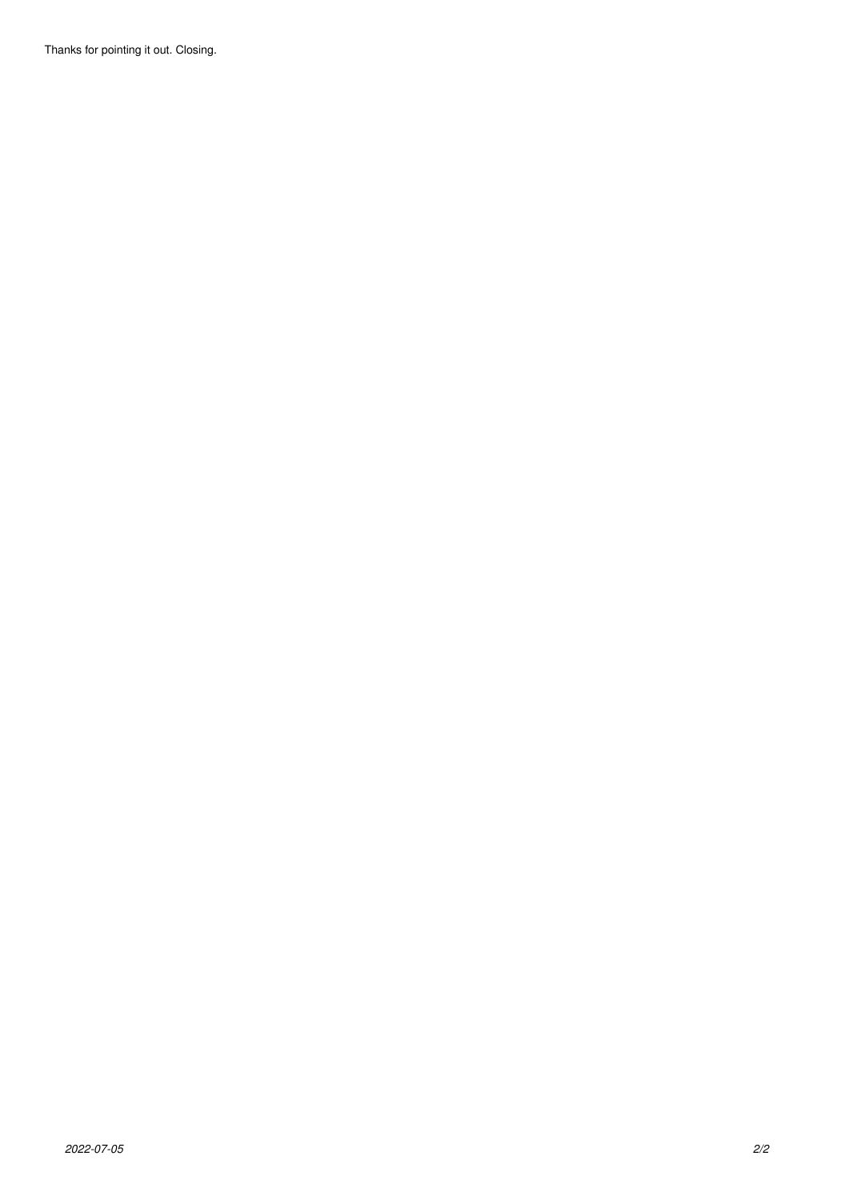Thanks for pointing it out. Closing.